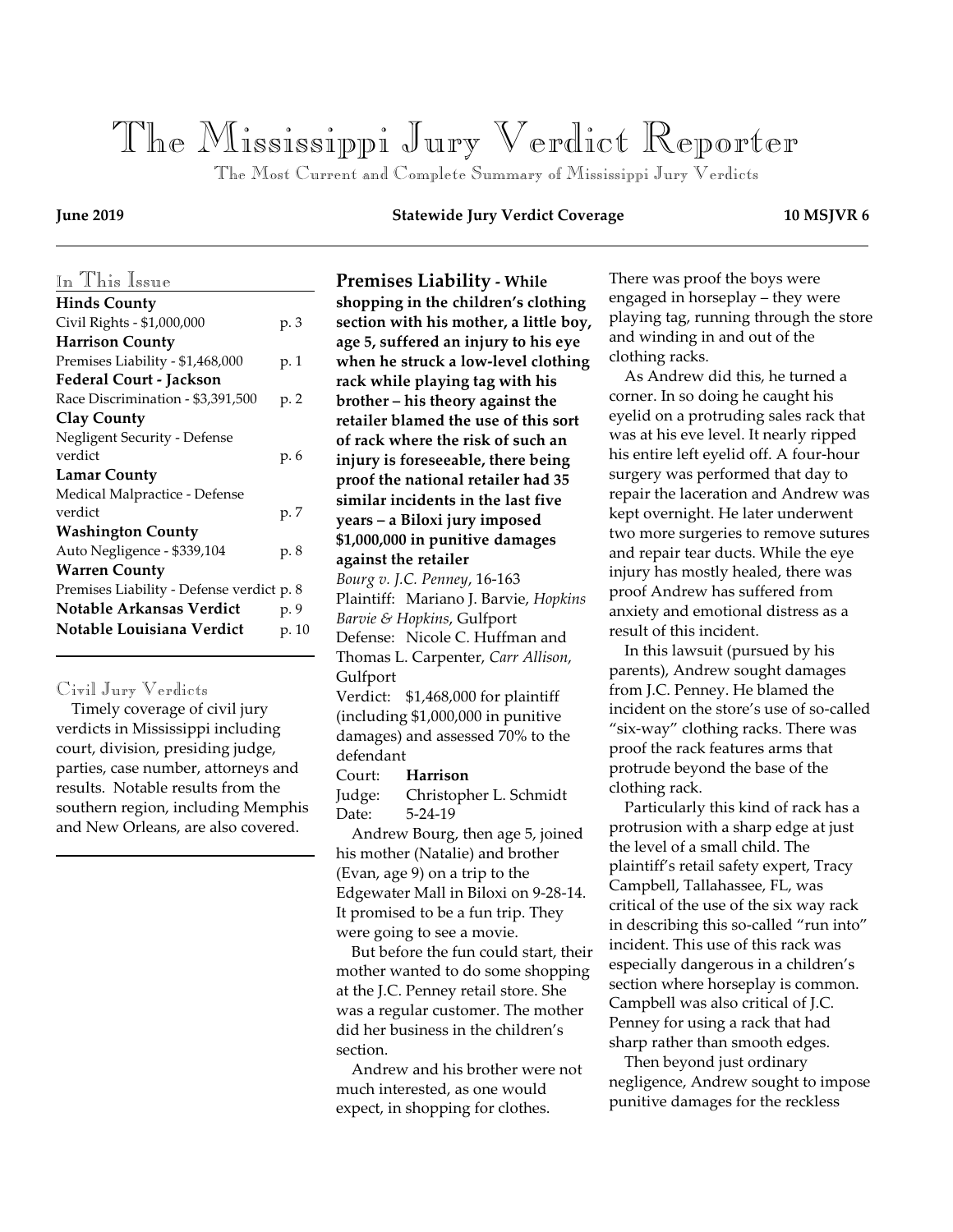# The Mississippi Jury Verdict Reporter

The Most Current and Complete Summary of Mississippi Jury Verdicts

**June 2019** **Statewide Jury Verdict Coverage** **10 MSJVR 6**

## In This Issue

| | |
|---|---|
| **Hinds County** | |
| Civil Rights - $1,000,000 | p. 3 |
| **Harrison County** | |
| Premises Liability - $1,468,000 | p. 1 |
| **Federal Court - Jackson** | |
| Race Discrimination - $3,391,500 | p. 2 |
| **Clay County** | |
| Negligent Security - Defense verdict | p. 6 |
| **Lamar County** | |
| Medical Malpractice - Defense verdict | p. 7 |
| **Washington County** | |
| Auto Negligence - $339,104 | p. 8 |
| **Warren County** | |
| Premises Liability - Defense verdict | p. 8 |
| **Notable Arkansas Verdict** | p. 9 |
| **Notable Louisiana Verdict** | p. 10 |

## Civil Jury Verdicts

Timely coverage of civil jury verdicts in Mississippi including court, division, presiding judge, parties, case number, attorneys and results. Notable results from the southern region, including Memphis and New Orleans, are also covered.

**Premises Liability - While shopping in the children's clothing section with his mother, a little boy, age 5, suffered an injury to his eye when he struck a low-level clothing rack while playing tag with his brother – his theory against the retailer blamed the use of this sort of rack where the risk of such an injury is foreseeable, there being proof the national retailer had 35 similar incidents in the last five years – a Biloxi jury imposed $1,000,000 in punitive damages against the retailer**

*Bourg v. J.C. Penney*, 16-163

Plaintiff: Mariano J. Barvie, *Hopkins Barvie & Hopkins*, Gulfport

Defense: Nicole C. Huffman and Thomas L. Carpenter, *Carr Allison*, Gulfport

Verdict: $1,468,000 for plaintiff (including $1,000,000 in punitive damages) and assessed 70% to the defendant

Court: **Harrison**

Judge: Christopher L. Schmidt

Date: 5-24-19

Andrew Bourg, then age 5, joined his mother (Natalie) and brother (Evan, age 9) on a trip to the Edgewater Mall in Biloxi on 9-28-14. It promised to be a fun trip. They were going to see a movie.

But before the fun could start, their mother wanted to do some shopping at the J.C. Penney retail store. She was a regular customer. The mother did her business in the children's section.

Andrew and his brother were not much interested, as one would expect, in shopping for clothes. There was proof the boys were engaged in horseplay – they were playing tag, running through the store and winding in and out of the clothing racks.

As Andrew did this, he turned a corner. In so doing he caught his eyelid on a protruding sales rack that was at his eve level. It nearly ripped his entire left eyelid off. A four-hour surgery was performed that day to repair the laceration and Andrew was kept overnight. He later underwent two more surgeries to remove sutures and repair tear ducts. While the eye injury has mostly healed, there was proof Andrew has suffered from anxiety and emotional distress as a result of this incident.

In this lawsuit (pursued by his parents), Andrew sought damages from J.C. Penney. He blamed the incident on the store's use of so-called "six-way" clothing racks. There was proof the rack features arms that protrude beyond the base of the clothing rack.

Particularly this kind of rack has a protrusion with a sharp edge at just the level of a small child. The plaintiff's retail safety expert, Tracy Campbell, Tallahassee, FL, was critical of the use of the six way rack in describing this so-called "run into" incident. This use of this rack was especially dangerous in a children's section where horseplay is common. Campbell was also critical of J.C. Penney for using a rack that had sharp rather than smooth edges.

Then beyond just ordinary negligence, Andrew sought to impose punitive damages for the reckless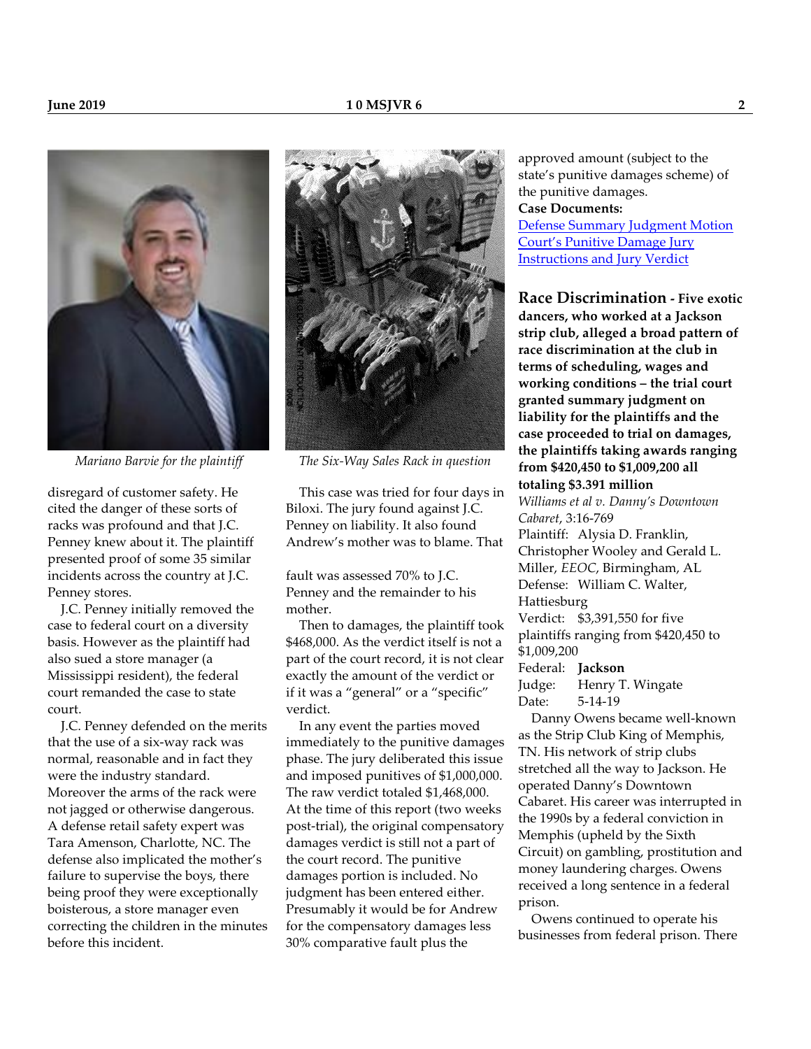*Mariano Barvie for the plaintiff*

*The Six-Way Sales Rack in question*

disregard of customer safety. He cited the danger of these sorts of racks was profound and that J.C. Penney knew about it. The plaintiff presented proof of some 35 similar incidents across the country at J.C. Penney stores.

J.C. Penney initially removed the case to federal court on a diversity basis. However as the plaintiff had also sued a store manager (a Mississippi resident), the federal court remanded the case to state court.

J.C. Penney defended on the merits that the use of a six-way rack was normal, reasonable and in fact they were the industry standard. Moreover the arms of the rack were not jagged or otherwise dangerous. A defense retail safety expert was Tara Amenson, Charlotte, NC. The defense also implicated the mother's failure to supervise the boys, there being proof they were exceptionally boisterous, a store manager even correcting the children in the minutes before this incident.

This case was tried for four days in Biloxi. The jury found against J.C. Penney on liability. It also found Andrew's mother was to blame. That fault was assessed 70% to J.C. Penney and the remainder to his mother.

Then to damages, the plaintiff took $468,000. As the verdict itself is not a part of the court record, it is not clear exactly the amount of the verdict or if it was a "general" or a "specific" verdict.

In any event the parties moved immediately to the punitive damages phase. The jury deliberated this issue and imposed punitives of $1,000,000. The raw verdict totaled $1,468,000. At the time of this report (two weeks post-trial), the original compensatory damages verdict is still not a part of the court record. The punitive damages portion is included. No judgment has been entered either. Presumably it would be for Andrew for the compensatory damages less 30% comparative fault plus the approved amount (subject to the state's punitive damages scheme) of the punitive damages.

**Case Documents:**

[Defense Summary Judgment Motion](#)

[Court's Punitive Damage Jury Instructions and Jury Verdict](#)

## Race Discrimination - Five exotic dancers, who worked at a Jackson strip club, alleged a broad pattern of race discrimination at the club in terms of scheduling, wages and working conditions – the trial court granted summary judgment on liability for the plaintiffs and the case proceeded to trial on damages, the plaintiffs taking awards ranging from $420,450 to $1,009,200 all totaling $3.391 million

*Williams et al v. Danny's Downtown Cabaret*, 3:16-769

Plaintiff: Alysia D. Franklin, Christopher Wooley and Gerald L. Miller, *EEOC*, Birmingham, AL

Defense: William C. Walter, Hattiesburg

Verdict: $3,391,550 for five plaintiffs ranging from $420,450 to $1,009,200

Federal: **Jackson**

Judge: Henry T. Wingate

Date: 5-14-19

Danny Owens became well-known as the Strip Club King of Memphis, TN. His network of strip clubs stretched all the way to Jackson. He operated Danny's Downtown Cabaret. His career was interrupted in the 1990s by a federal conviction in Memphis (upheld by the Sixth Circuit) on gambling, prostitution and money laundering charges. Owens received a long sentence in a federal prison.

Owens continued to operate his businesses from federal prison. There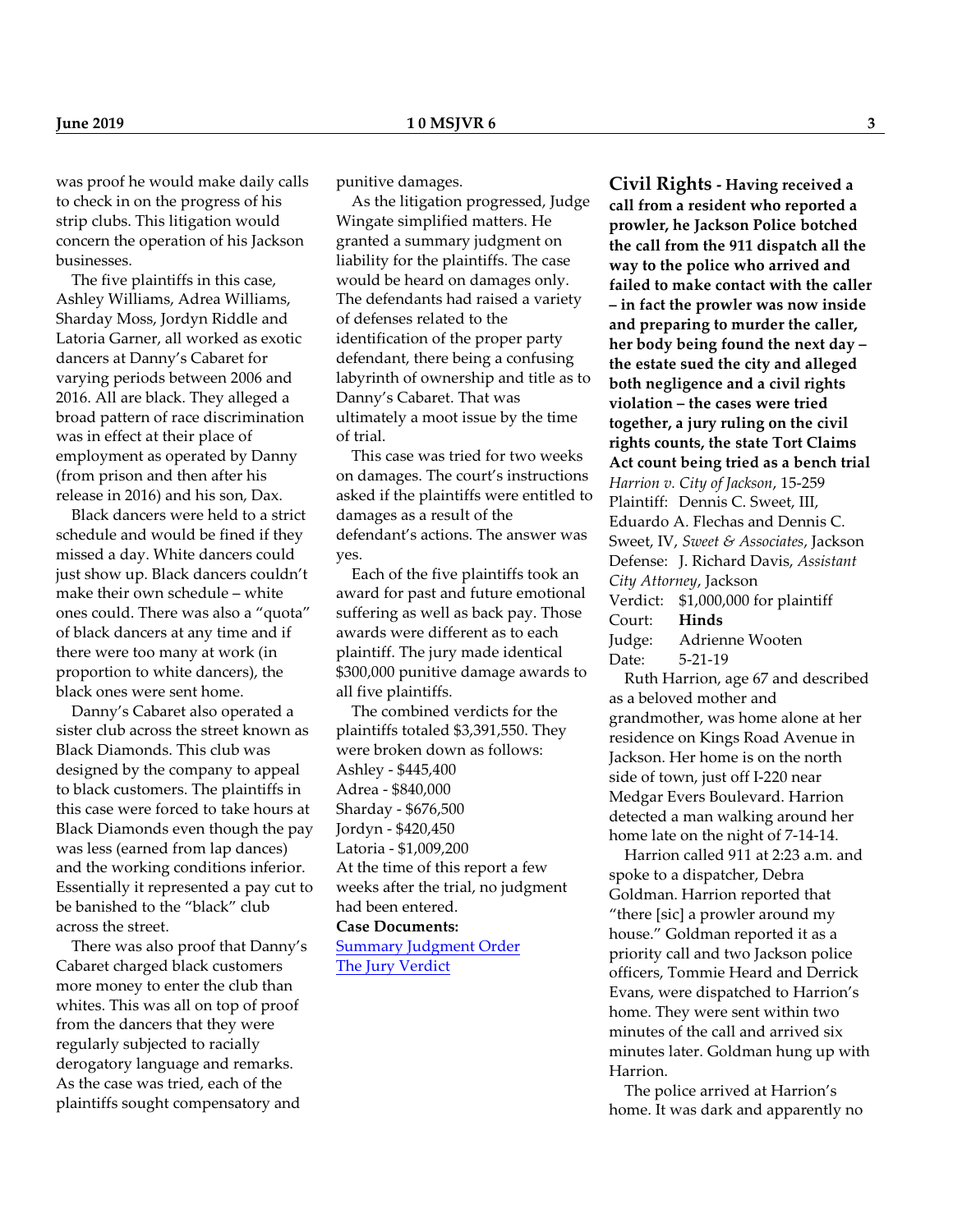was proof he would make daily calls to check in on the progress of his strip clubs. This litigation would concern the operation of his Jackson businesses.

The five plaintiffs in this case, Ashley Williams, Adrea Williams, Sharday Moss, Jordyn Riddle and Latoria Garner, all worked as exotic dancers at Danny's Cabaret for varying periods between 2006 and 2016. All are black. They alleged a broad pattern of race discrimination was in effect at their place of employment as operated by Danny (from prison and then after his release in 2016) and his son, Dax.

Black dancers were held to a strict schedule and would be fined if they missed a day. White dancers could just show up. Black dancers couldn't make their own schedule – white ones could. There was also a "quota" of black dancers at any time and if there were too many at work (in proportion to white dancers), the black ones were sent home.

Danny's Cabaret also operated a sister club across the street known as Black Diamonds. This club was designed by the company to appeal to black customers. The plaintiffs in this case were forced to take hours at Black Diamonds even though the pay was less (earned from lap dances) and the working conditions inferior. Essentially it represented a pay cut to be banished to the "black" club across the street.

There was also proof that Danny's Cabaret charged black customers more money to enter the club than whites. This was all on top of proof from the dancers that they were regularly subjected to racially derogatory language and remarks. As the case was tried, each of the plaintiffs sought compensatory and punitive damages.

As the litigation progressed, Judge Wingate simplified matters. He granted a summary judgment on liability for the plaintiffs. The case would be heard on damages only. The defendants had raised a variety of defenses related to the identification of the proper party defendant, there being a confusing labyrinth of ownership and title as to Danny's Cabaret. That was ultimately a moot issue by the time of trial.

This case was tried for two weeks on damages. The court's instructions asked if the plaintiffs were entitled to damages as a result of the defendant's actions. The answer was yes.

Each of the five plaintiffs took an award for past and future emotional suffering as well as back pay. Those awards were different as to each plaintiff. The jury made identical $300,000 punitive damage awards to all five plaintiffs.

The combined verdicts for the plaintiffs totaled $3,391,550. They were broken down as follows:

Ashley - $445,400
Adrea - $840,000
Sharday - $676,500
Jordyn - $420,450
Latoria - $1,009,200

At the time of this report a few weeks after the trial, no judgment had been entered.

**Case Documents:**

Summary Judgment Order
The Jury Verdict

**Civil Rights - Having received a call from a resident who reported a prowler, he Jackson Police botched the call from the 911 dispatch all the way to the police who arrived and failed to make contact with the caller – in fact the prowler was now inside and preparing to murder the caller, her body being found the next day – the estate sued the city and alleged both negligence and a civil rights violation – the cases were tried together, a jury ruling on the civil rights counts, the state Tort Claims Act count being tried as a bench trial**

*Harrion v. City of Jackson*, 15-259
Plaintiff: Dennis C. Sweet, III, Eduardo A. Flechas and Dennis C. Sweet, IV, *Sweet & Associates*, Jackson
Defense: J. Richard Davis, *Assistant City Attorney*, Jackson
Verdict: $1,000,000 for plaintiff
Court: **Hinds**
Judge: Adrienne Wooten
Date: 5-21-19

Ruth Harrion, age 67 and described as a beloved mother and grandmother, was home alone at her residence on Kings Road Avenue in Jackson. Her home is on the north side of town, just off I-220 near Medgar Evers Boulevard. Harrion detected a man walking around her home late on the night of 7-14-14.

Harrion called 911 at 2:23 a.m. and spoke to a dispatcher, Debra Goldman. Harrion reported that "there [sic] a prowler around my house." Goldman reported it as a priority call and two Jackson police officers, Tommie Heard and Derrick Evans, were dispatched to Harrion's home. They were sent within two minutes of the call and arrived six minutes later. Goldman hung up with Harrion.

The police arrived at Harrion's home. It was dark and apparently no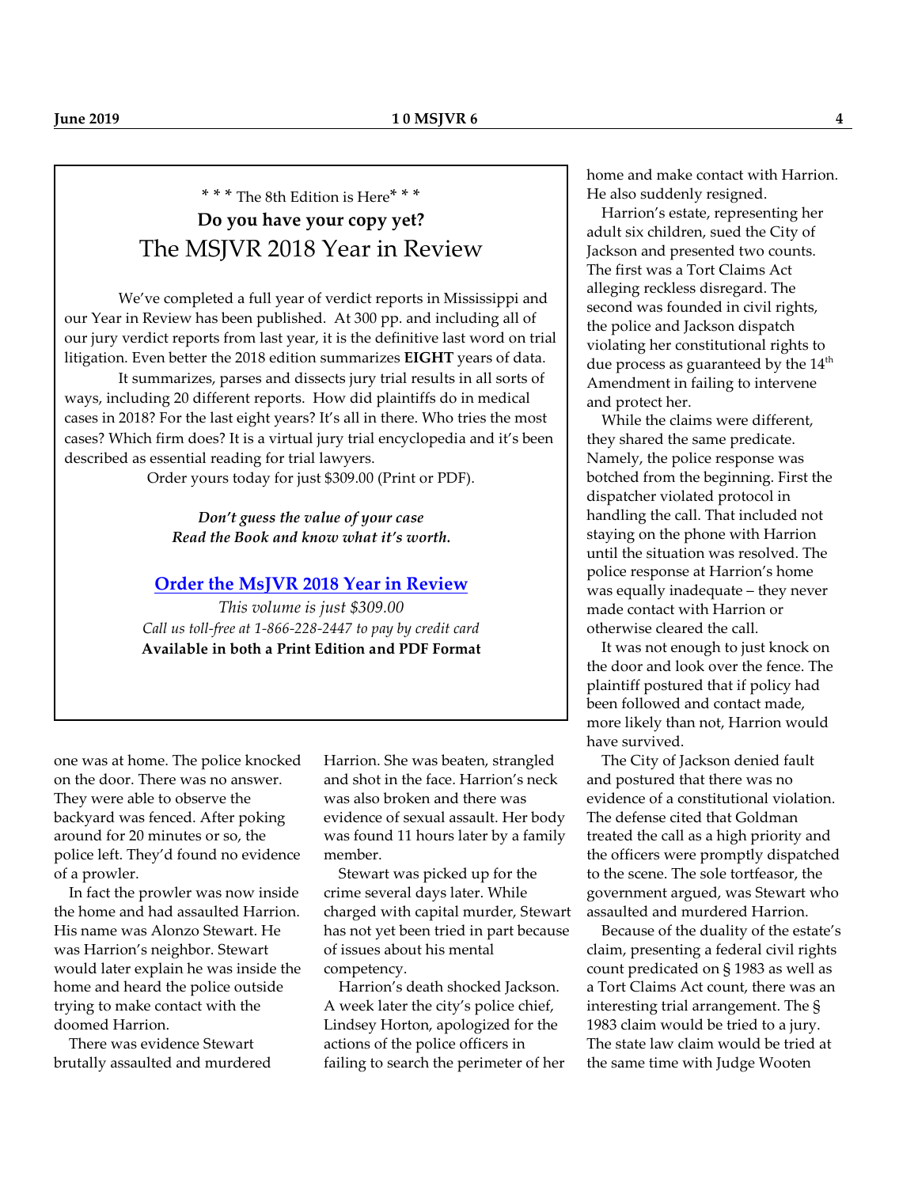\* \* \* The 8th Edition is Here\* \* \*

**Do you have your copy yet?**

## The MSJVR 2018 Year in Review

We've completed a full year of verdict reports in Mississippi and our Year in Review has been published. At 300 pp. and including all of our jury verdict reports from last year, it is the definitive last word on trial litigation. Even better the 2018 edition summarizes **EIGHT** years of data.

It summarizes, parses and dissects jury trial results in all sorts of ways, including 20 different reports. How did plaintiffs do in medical cases in 2018? For the last eight years? It's all in there. Who tries the most cases? Which firm does? It is a virtual jury trial encyclopedia and it's been described as essential reading for trial lawyers.

Order yours today for just $309.00 (Print or PDF).

***Don't guess the value of your case***
***Read the Book and know what it's worth.***

**Order the MsJVR 2018 Year in Review**

*This volume is just $309.00*

*Call us toll-free at 1-866-228-2447 to pay by credit card*

**Available in both a Print Edition and PDF Format**

---

one was at home. The police knocked on the door. There was no answer. They were able to observe the backyard was fenced. After poking around for 20 minutes or so, the police left. They'd found no evidence of a prowler.

In fact the prowler was now inside the home and had assaulted Harrion. His name was Alonzo Stewart. He was Harrion's neighbor. Stewart would later explain he was inside the home and heard the police outside trying to make contact with the doomed Harrion.

There was evidence Stewart brutally assaulted and murdered Harrion. She was beaten, strangled and shot in the face. Harrion's neck was also broken and there was evidence of sexual assault. Her body was found 11 hours later by a family member.

Stewart was picked up for the crime several days later. While charged with capital murder, Stewart has not yet been tried in part because of issues about his mental competency.

Harrion's death shocked Jackson. A week later the city's police chief, Lindsey Horton, apologized for the actions of the police officers in failing to search the perimeter of her home and make contact with Harrion. He also suddenly resigned.

Harrion's estate, representing her adult six children, sued the City of Jackson and presented two counts. The first was a Tort Claims Act alleging reckless disregard. The second was founded in civil rights, the police and Jackson dispatch violating her constitutional rights to due process as guaranteed by the 14th Amendment in failing to intervene and protect her.

While the claims were different, they shared the same predicate. Namely, the police response was botched from the beginning. First the dispatcher violated protocol in handling the call. That included not staying on the phone with Harrion until the situation was resolved. The police response at Harrion's home was equally inadequate – they never made contact with Harrion or otherwise cleared the call.

It was not enough to just knock on the door and look over the fence. The plaintiff postured that if policy had been followed and contact made, more likely than not, Harrion would have survived.

The City of Jackson denied fault and postured that there was no evidence of a constitutional violation. The defense cited that Goldman treated the call as a high priority and the officers were promptly dispatched to the scene. The sole tortfeasor, the government argued, was Stewart who assaulted and murdered Harrion.

Because of the duality of the estate's claim, presenting a federal civil rights count predicated on § 1983 as well as a Tort Claims Act count, there was an interesting trial arrangement. The § 1983 claim would be tried to a jury. The state law claim would be tried at the same time with Judge Wooten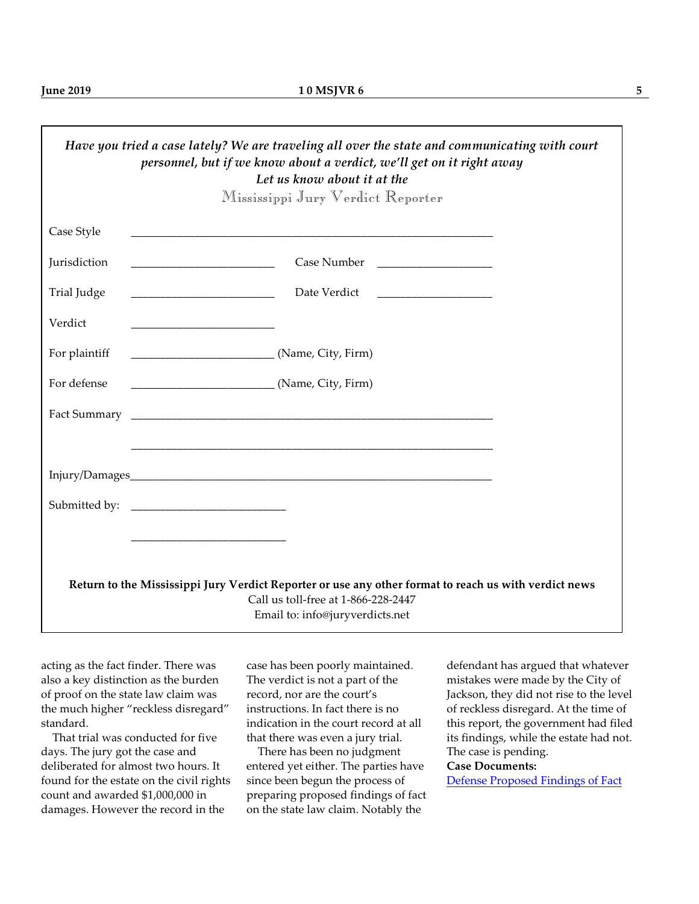*Have you tried a case lately? We are traveling all over the state and communicating with court personnel, but if we know about a verdict, we'll get on it right away*
*Let us know about it at the*
Mississippi Jury Verdict Reporter

Case Style ________________________________________________

Jurisdiction ____________________ Case Number ________________

Trial Judge ____________________ Date Verdict ________________

Verdict ____________________

For plaintiff ____________________ (Name, City, Firm)

For defense ____________________ (Name, City, Firm)

Fact Summary ________________________________________________

________________________________________________

Injury/Damages________________________________________________

Submitted by: ______________________

______________________

**Return to the Mississippi Jury Verdict Reporter or use any other format to reach us with verdict news**
Call us toll-free at 1-866-228-2447
Email to: info@juryverdicts.net

acting as the fact finder. There was also a key distinction as the burden of proof on the state law claim was the much higher "reckless disregard" standard.

That trial was conducted for five days. The jury got the case and deliberated for almost two hours. It found for the estate on the civil rights count and awarded $1,000,000 in damages. However the record in the case has been poorly maintained. The verdict is not a part of the record, nor are the court's instructions. In fact there is no indication in the court record at all that there was even a jury trial.

There has been no judgment entered yet either. The parties have since been begun the process of preparing proposed findings of fact on the state law claim. Notably the defendant has argued that whatever mistakes were made by the City of Jackson, they did not rise to the level of reckless disregard. At the time of this report, the government had filed its findings, while the estate had not. The case is pending.

**Case Documents:**
Defense Proposed Findings of Fact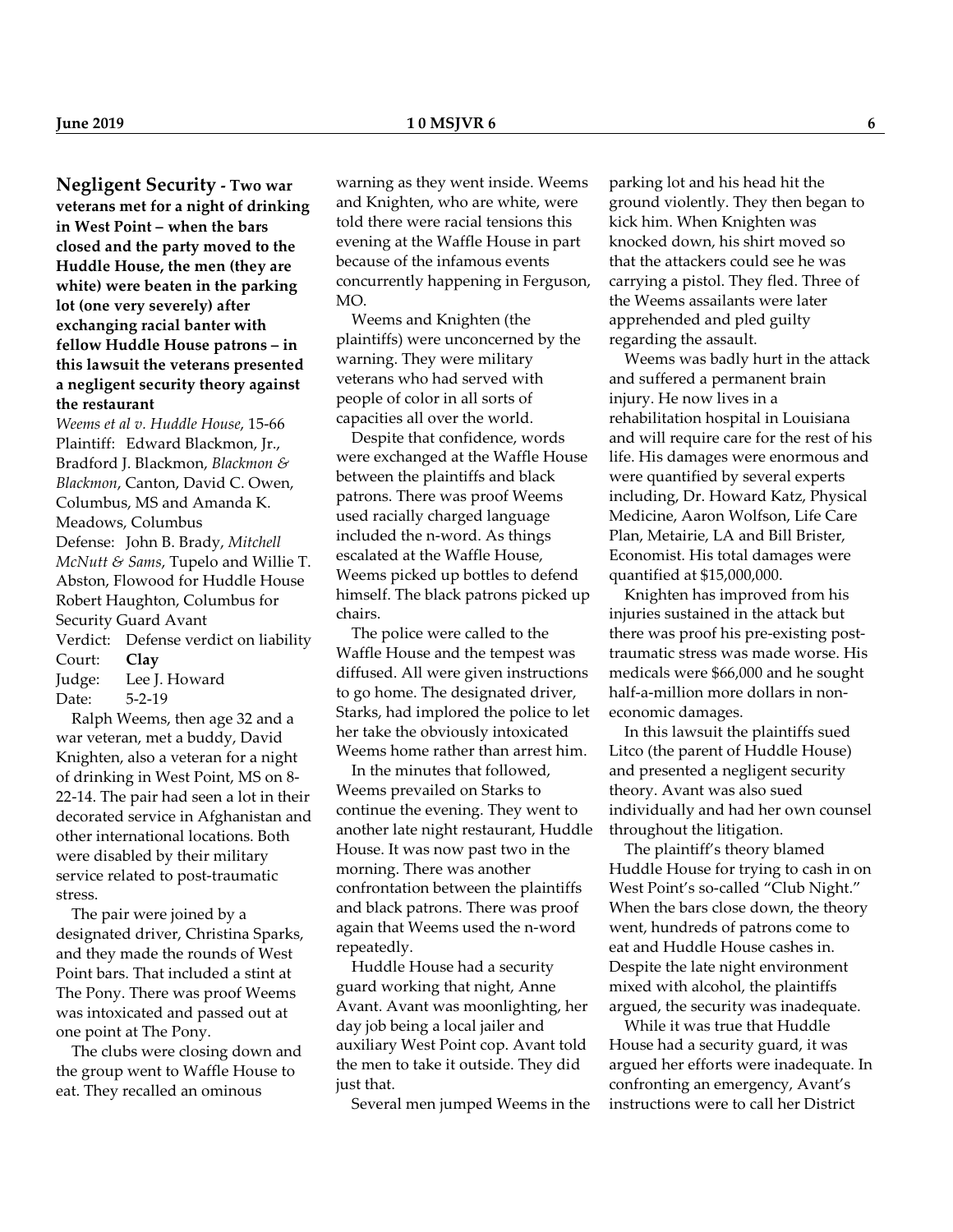**Negligent Security - Two war veterans met for a night of drinking in West Point – when the bars closed and the party moved to the Huddle House, the men (they are white) were beaten in the parking lot (one very severely) after exchanging racial banter with fellow Huddle House patrons – in this lawsuit the veterans presented a negligent security theory against the restaurant**

*Weems et al v. Huddle House*, 15-66

Plaintiff: Edward Blackmon, Jr., Bradford J. Blackmon, *Blackmon & Blackmon*, Canton, David C. Owen, Columbus, MS and Amanda K. Meadows, Columbus

Defense: John B. Brady, *Mitchell McNutt & Sams*, Tupelo and Willie T. Abston, Flowood for Huddle House Robert Haughton, Columbus for Security Guard Avant

Verdict: Defense verdict on liability

Court: **Clay**

Judge: Lee J. Howard

Date: 5-2-19

Ralph Weems, then age 32 and a war veteran, met a buddy, David Knighten, also a veteran for a night of drinking in West Point, MS on 8-22-14. The pair had seen a lot in their decorated service in Afghanistan and other international locations. Both were disabled by their military service related to post-traumatic stress.

The pair were joined by a designated driver, Christina Sparks, and they made the rounds of West Point bars. That included a stint at The Pony. There was proof Weems was intoxicated and passed out at one point at The Pony.

The clubs were closing down and the group went to Waffle House to eat. They recalled an ominous warning as they went inside. Weems and Knighten, who are white, were told there were racial tensions this evening at the Waffle House in part because of the infamous events concurrently happening in Ferguson, MO.

Weems and Knighten (the plaintiffs) were unconcerned by the warning. They were military veterans who had served with people of color in all sorts of capacities all over the world.

Despite that confidence, words were exchanged at the Waffle House between the plaintiffs and black patrons. There was proof Weems used racially charged language included the n-word. As things escalated at the Waffle House, Weems picked up bottles to defend himself. The black patrons picked up chairs.

The police were called to the Waffle House and the tempest was diffused. All were given instructions to go home. The designated driver, Starks, had implored the police to let her take the obviously intoxicated Weems home rather than arrest him.

In the minutes that followed, Weems prevailed on Starks to continue the evening. They went to another late night restaurant, Huddle House. It was now past two in the morning. There was another confrontation between the plaintiffs and black patrons. There was proof again that Weems used the n-word repeatedly.

Huddle House had a security guard working that night, Anne Avant. Avant was moonlighting, her day job being a local jailer and auxiliary West Point cop. Avant told the men to take it outside. They did just that.

Several men jumped Weems in the parking lot and his head hit the ground violently. They then began to kick him. When Knighten was knocked down, his shirt moved so that the attackers could see he was carrying a pistol. They fled. Three of the Weems assailants were later apprehended and pled guilty regarding the assault.

Weems was badly hurt in the attack and suffered a permanent brain injury. He now lives in a rehabilitation hospital in Louisiana and will require care for the rest of his life. His damages were enormous and were quantified by several experts including, Dr. Howard Katz, Physical Medicine, Aaron Wolfson, Life Care Plan, Metairie, LA and Bill Brister, Economist. His total damages were quantified at $15,000,000.

Knighten has improved from his injuries sustained in the attack but there was proof his pre-existing post-traumatic stress was made worse. His medicals were $66,000 and he sought half-a-million more dollars in non-economic damages.

In this lawsuit the plaintiffs sued Litco (the parent of Huddle House) and presented a negligent security theory. Avant was also sued individually and had her own counsel throughout the litigation.

The plaintiff's theory blamed Huddle House for trying to cash in on West Point's so-called "Club Night." When the bars close down, the theory went, hundreds of patrons come to eat and Huddle House cashes in. Despite the late night environment mixed with alcohol, the plaintiffs argued, the security was inadequate.

While it was true that Huddle House had a security guard, it was argued her efforts were inadequate. In confronting an emergency, Avant's instructions were to call her District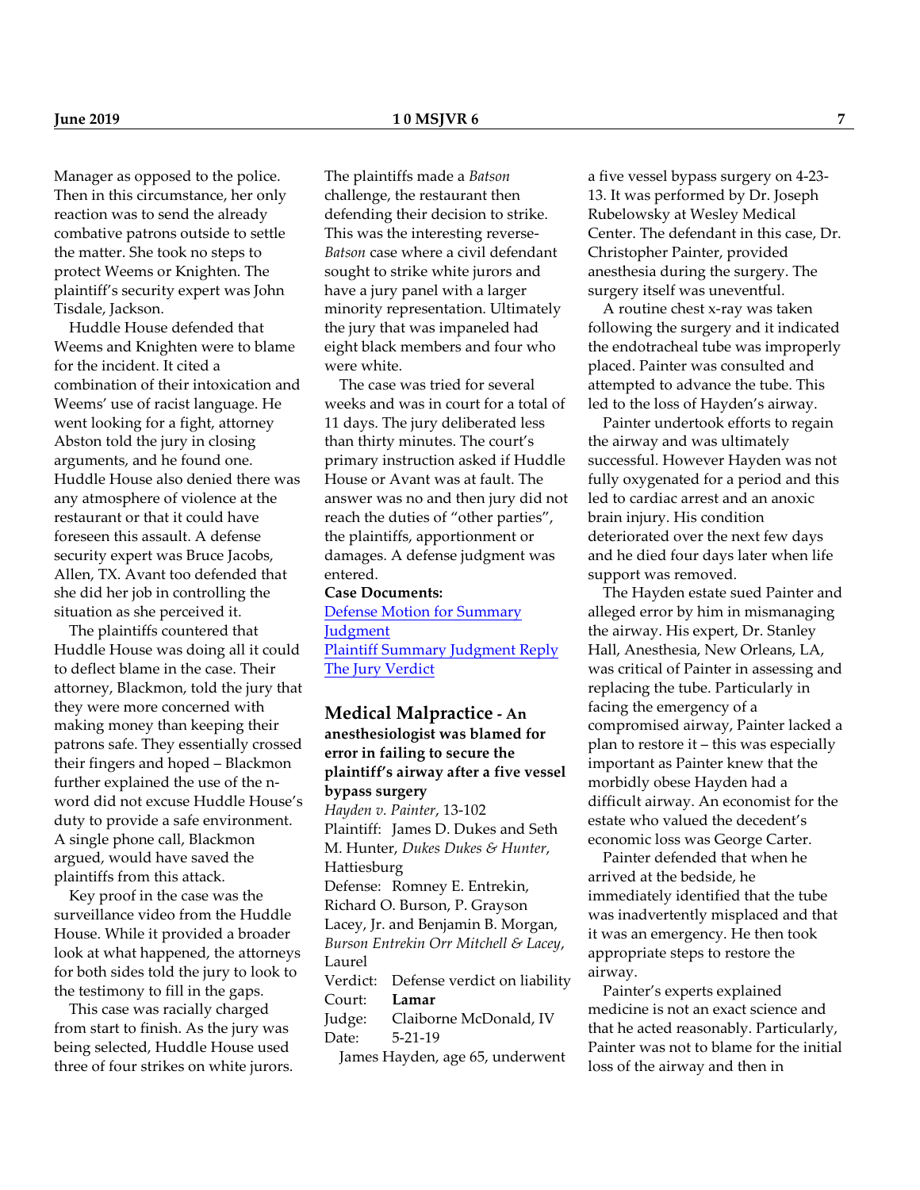Manager as opposed to the police. Then in this circumstance, her only reaction was to send the already combative patrons outside to settle the matter. She took no steps to protect Weems or Knighten. The plaintiff's security expert was John Tisdale, Jackson.

Huddle House defended that Weems and Knighten were to blame for the incident. It cited a combination of their intoxication and Weems' use of racist language. He went looking for a fight, attorney Abston told the jury in closing arguments, and he found one. Huddle House also denied there was any atmosphere of violence at the restaurant or that it could have foreseen this assault. A defense security expert was Bruce Jacobs, Allen, TX. Avant too defended that she did her job in controlling the situation as she perceived it.

The plaintiffs countered that Huddle House was doing all it could to deflect blame in the case. Their attorney, Blackmon, told the jury that they were more concerned with making money than keeping their patrons safe. They essentially crossed their fingers and hoped – Blackmon further explained the use of the n-word did not excuse Huddle House's duty to provide a safe environment. A single phone call, Blackmon argued, would have saved the plaintiffs from this attack.

Key proof in the case was the surveillance video from the Huddle House. While it provided a broader look at what happened, the attorneys for both sides told the jury to look to the testimony to fill in the gaps.

This case was racially charged from start to finish. As the jury was being selected, Huddle House used three of four strikes on white jurors. The plaintiffs made a *Batson* challenge, the restaurant then defending their decision to strike. This was the interesting reverse-*Batson* case where a civil defendant sought to strike white jurors and have a jury panel with a larger minority representation. Ultimately the jury that was impaneled had eight black members and four who were white.

The case was tried for several weeks and was in court for a total of 11 days. The jury deliberated less than thirty minutes. The court's primary instruction asked if Huddle House or Avant was at fault. The answer was no and then jury did not reach the duties of "other parties", the plaintiffs, apportionment or damages. A defense judgment was entered.

**Case Documents:**

Defense Motion for Summary Judgment
Plaintiff Summary Judgment Reply
The Jury Verdict

## Medical Malpractice - An anesthesiologist was blamed for error in failing to secure the plaintiff's airway after a five vessel bypass surgery

*Hayden v. Painter*, 13-102

Plaintiff: James D. Dukes and Seth M. Hunter, *Dukes Dukes & Hunter*, Hattiesburg

Defense: Romney E. Entrekin, Richard O. Burson, P. Grayson Lacey, Jr. and Benjamin B. Morgan, *Burson Entrekin Orr Mitchell & Lacey*, Laurel

Verdict: Defense verdict on liability

Court: **Lamar**

Judge: Claiborne McDonald, IV

Date: 5-21-19

James Hayden, age 65, underwent a five vessel bypass surgery on 4-23-13. It was performed by Dr. Joseph Rubelowsky at Wesley Medical Center. The defendant in this case, Dr. Christopher Painter, provided anesthesia during the surgery. The surgery itself was uneventful.

A routine chest x-ray was taken following the surgery and it indicated the endotracheal tube was improperly placed. Painter was consulted and attempted to advance the tube. This led to the loss of Hayden's airway.

Painter undertook efforts to regain the airway and was ultimately successful. However Hayden was not fully oxygenated for a period and this led to cardiac arrest and an anoxic brain injury. His condition deteriorated over the next few days and he died four days later when life support was removed.

The Hayden estate sued Painter and alleged error by him in mismanaging the airway. His expert, Dr. Stanley Hall, Anesthesia, New Orleans, LA, was critical of Painter in assessing and replacing the tube. Particularly in facing the emergency of a compromised airway, Painter lacked a plan to restore it – this was especially important as Painter knew that the morbidly obese Hayden had a difficult airway. An economist for the estate who valued the decedent's economic loss was George Carter.

Painter defended that when he arrived at the bedside, he immediately identified that the tube was inadvertently misplaced and that it was an emergency. He then took appropriate steps to restore the airway.

Painter's experts explained medicine is not an exact science and that he acted reasonably. Particularly, Painter was not to blame for the initial loss of the airway and then in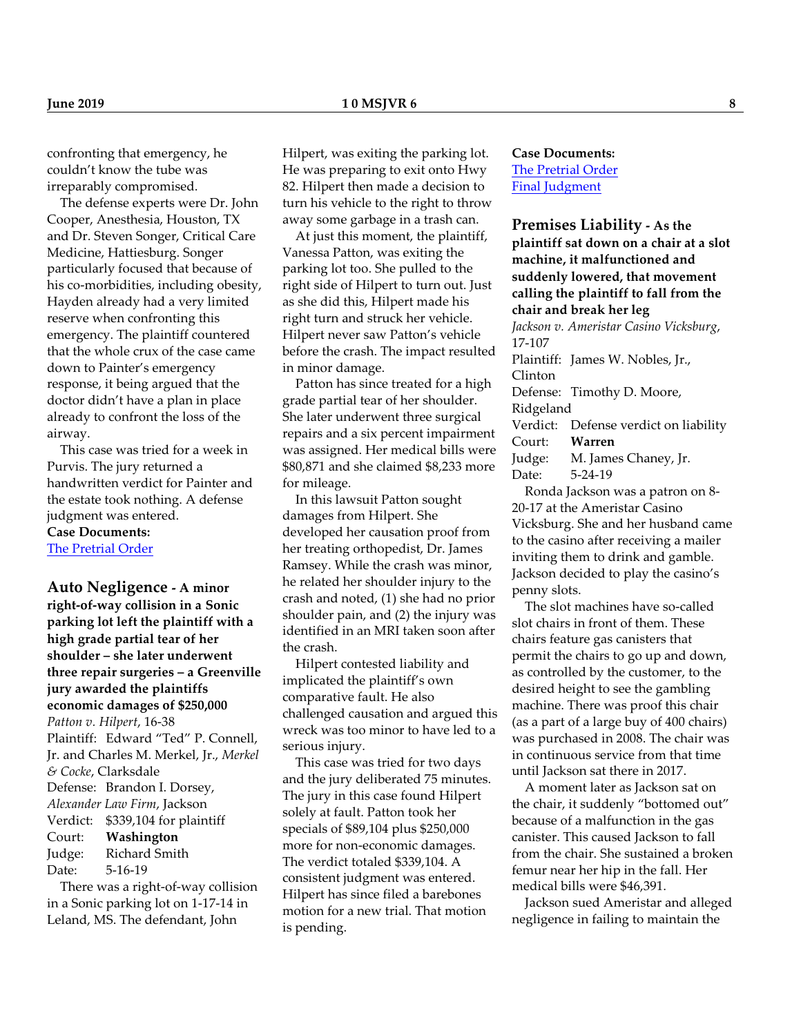confronting that emergency, he couldn't know the tube was irreparably compromised.

The defense experts were Dr. John Cooper, Anesthesia, Houston, TX and Dr. Steven Songer, Critical Care Medicine, Hattiesburg. Songer particularly focused that because of his co-morbidities, including obesity, Hayden already had a very limited reserve when confronting this emergency. The plaintiff countered that the whole crux of the case came down to Painter's emergency response, it being argued that the doctor didn't have a plan in place already to confront the loss of the airway.

This case was tried for a week in Purvis. The jury returned a handwritten verdict for Painter and the estate took nothing. A defense judgment was entered.

**Case Documents:**
[The Pretrial Order]

## Auto Negligence - A minor right-of-way collision in a Sonic parking lot left the plaintiff with a high grade partial tear of her shoulder – she later underwent three repair surgeries – a Greenville jury awarded the plaintiffs economic damages of $250,000

*Patton v. Hilpert*, 16-38

Plaintiff: Edward "Ted" P. Connell, Jr. and Charles M. Merkel, Jr., *Merkel & Cocke*, Clarksdale
Defense: Brandon I. Dorsey, *Alexander Law Firm*, Jackson
Verdict: $339,104 for plaintiff
Court: **Washington**
Judge: Richard Smith
Date: 5-16-19

There was a right-of-way collision in a Sonic parking lot on 1-17-14 in Leland, MS. The defendant, John Hilpert, was exiting the parking lot. He was preparing to exit onto Hwy 82. Hilpert then made a decision to turn his vehicle to the right to throw away some garbage in a trash can.

At just this moment, the plaintiff, Vanessa Patton, was exiting the parking lot too. She pulled to the right side of Hilpert to turn out. Just as she did this, Hilpert made his right turn and struck her vehicle. Hilpert never saw Patton's vehicle before the crash. The impact resulted in minor damage.

Patton has since treated for a high grade partial tear of her shoulder. She later underwent three surgical repairs and a six percent impairment was assigned. Her medical bills were $80,871 and she claimed $8,233 more for mileage.

In this lawsuit Patton sought damages from Hilpert. She developed her causation proof from her treating orthopedist, Dr. James Ramsey. While the crash was minor, he related her shoulder injury to the crash and noted, (1) she had no prior shoulder pain, and (2) the injury was identified in an MRI taken soon after the crash.

Hilpert contested liability and implicated the plaintiff's own comparative fault. He also challenged causation and argued this wreck was too minor to have led to a serious injury.

This case was tried for two days and the jury deliberated 75 minutes. The jury in this case found Hilpert solely at fault. Patton took her specials of $89,104 plus $250,000 more for non-economic damages. The verdict totaled $339,104. A consistent judgment was entered. Hilpert has since filed a barebones motion for a new trial. That motion is pending.

**Case Documents:**
[The Pretrial Order]
[Final Judgment]

## Premises Liability - As the plaintiff sat down on a chair at a slot machine, it malfunctioned and suddenly lowered, that movement calling the plaintiff to fall from the chair and break her leg

*Jackson v. Ameristar Casino Vicksburg*, 17-107

Plaintiff: James W. Nobles, Jr., Clinton
Defense: Timothy D. Moore, Ridgeland
Verdict: Defense verdict on liability
Court: **Warren**
Judge: M. James Chaney, Jr.
Date: 5-24-19

Ronda Jackson was a patron on 8-20-17 at the Ameristar Casino Vicksburg. She and her husband came to the casino after receiving a mailer inviting them to drink and gamble. Jackson decided to play the casino's penny slots.

The slot machines have so-called slot chairs in front of them. These chairs feature gas canisters that permit the chairs to go up and down, as controlled by the customer, to the desired height to see the gambling machine. There was proof this chair (as a part of a large buy of 400 chairs) was purchased in 2008. The chair was in continuous service from that time until Jackson sat there in 2017.

A moment later as Jackson sat on the chair, it suddenly "bottomed out" because of a malfunction in the gas canister. This caused Jackson to fall from the chair. She sustained a broken femur near her hip in the fall. Her medical bills were $46,391.

Jackson sued Ameristar and alleged negligence in failing to maintain the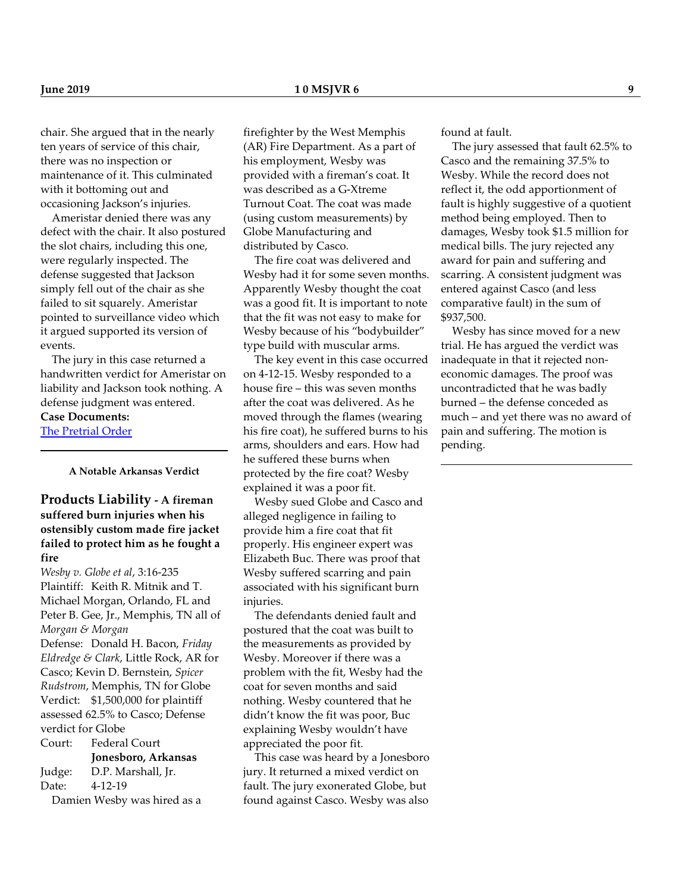chair. She argued that in the nearly ten years of service of this chair, there was no inspection or maintenance of it. This culminated with it bottoming out and occasioning Jackson's injuries.

Ameristar denied there was any defect with the chair. It also postured the slot chairs, including this one, were regularly inspected. The defense suggested that Jackson simply fell out of the chair as she failed to sit squarely. Ameristar pointed to surveillance video which it argued supported its version of events.

The jury in this case returned a handwritten verdict for Ameristar on liability and Jackson took nothing. A defense judgment was entered.

**Case Documents:**

The Pretrial Order

---

**A Notable Arkansas Verdict**

## Products Liability - A fireman suffered burn injuries when his ostensibly custom made fire jacket failed to protect him as he fought a fire

*Wesby v. Globe et al*, 3:16-235

Plaintiff: Keith R. Mitnik and T. Michael Morgan, Orlando, FL and Peter B. Gee, Jr., Memphis, TN all of *Morgan & Morgan*

Defense: Donald H. Bacon, *Friday Eldredge & Clark*, Little Rock, AR for Casco; Kevin D. Bernstein, *Spicer Rudstrom*, Memphis, TN for Globe

Verdict: $1,500,000 for plaintiff assessed 62.5% to Casco; Defense verdict for Globe

Court: Federal Court **Jonesboro, Arkansas**

Judge: D.P. Marshall, Jr.

Date: 4-12-19

Damien Wesby was hired as a firefighter by the West Memphis (AR) Fire Department. As a part of his employment, Wesby was provided with a fireman's coat. It was described as a G-Xtreme Turnout Coat. The coat was made (using custom measurements) by Globe Manufacturing and distributed by Casco.

The fire coat was delivered and Wesby had it for some seven months. Apparently Wesby thought the coat was a good fit. It is important to note that the fit was not easy to make for Wesby because of his "bodybuilder" type build with muscular arms.

The key event in this case occurred on 4-12-15. Wesby responded to a house fire – this was seven months after the coat was delivered. As he moved through the flames (wearing his fire coat), he suffered burns to his arms, shoulders and ears. How had he suffered these burns when protected by the fire coat? Wesby explained it was a poor fit.

Wesby sued Globe and Casco and alleged negligence in failing to provide him a fire coat that fit properly. His engineer expert was Elizabeth Buc. There was proof that Wesby suffered scarring and pain associated with his significant burn injuries.

The defendants denied fault and postured that the coat was built to the measurements as provided by Wesby. Moreover if there was a problem with the fit, Wesby had the coat for seven months and said nothing. Wesby countered that he didn't know the fit was poor, Buc explaining Wesby wouldn't have appreciated the poor fit.

This case was heard by a Jonesboro jury. It returned a mixed verdict on fault. The jury exonerated Globe, but found against Casco. Wesby was also found at fault.

The jury assessed that fault 62.5% to Casco and the remaining 37.5% to Wesby. While the record does not reflect it, the odd apportionment of fault is highly suggestive of a quotient method being employed. Then to damages, Wesby took $1.5 million for medical bills. The jury rejected any award for pain and suffering and scarring. A consistent judgment was entered against Casco (and less comparative fault) in the sum of $937,500.

Wesby has since moved for a new trial. He has argued the verdict was inadequate in that it rejected non-economic damages. The proof was uncontradicted that he was badly burned – the defense conceded as much – and yet there was no award of pain and suffering. The motion is pending.

---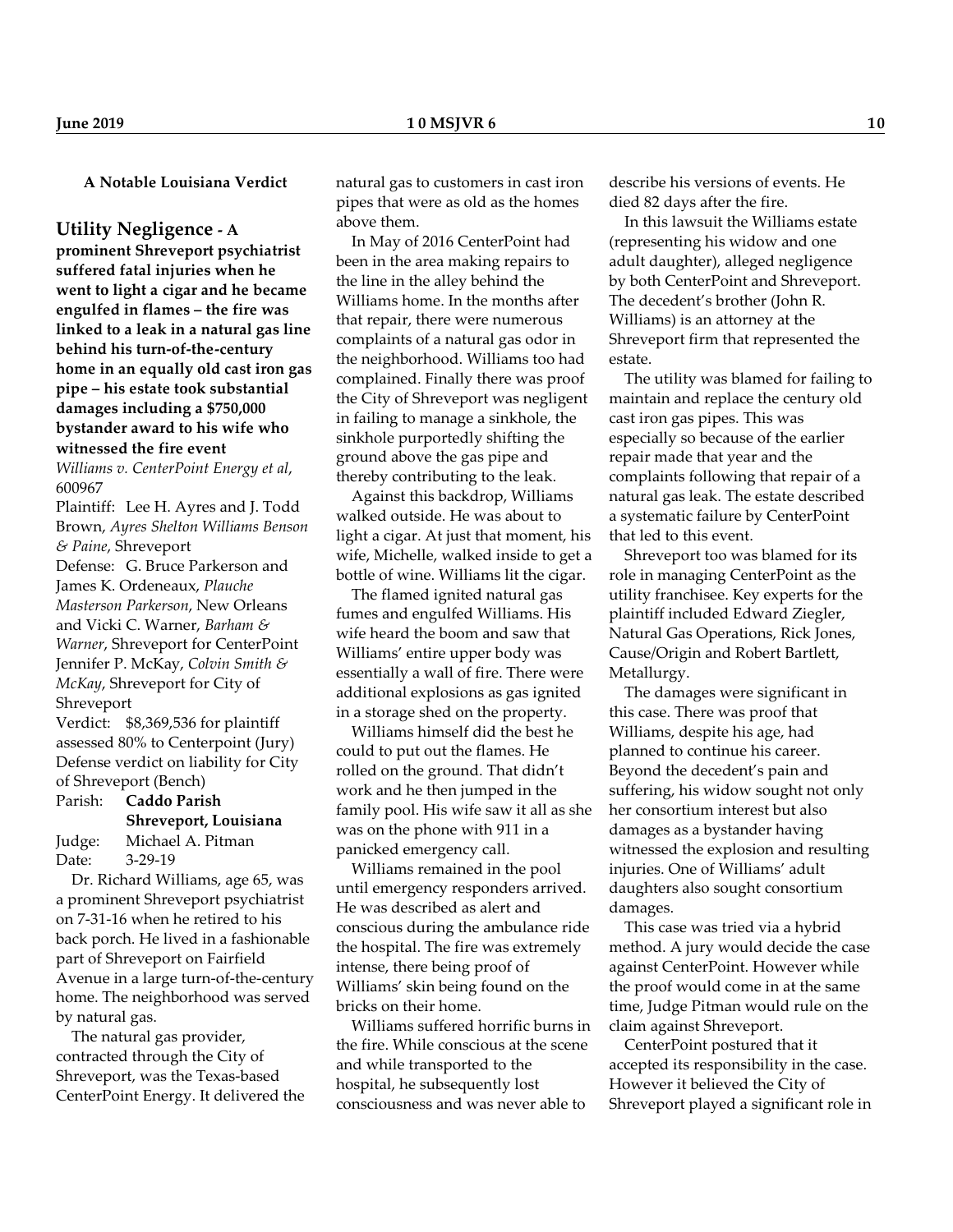**A Notable Louisiana Verdict**

## Utility Negligence - A prominent Shreveport psychiatrist suffered fatal injuries when he went to light a cigar and he became engulfed in flames – the fire was linked to a leak in a natural gas line behind his turn-of-the-century home in an equally old cast iron gas pipe – his estate took substantial damages including a $750,000 bystander award to his wife who witnessed the fire event

*Williams v. CenterPoint Energy et al*, 600967

Plaintiff: Lee H. Ayres and J. Todd Brown, *Ayres Shelton Williams Benson & Paine*, Shreveport

Defense: G. Bruce Parkerson and James K. Ordeneaux, *Plauche Masterson Parkerson*, New Orleans and Vicki C. Warner, *Barham & Warner*, Shreveport for CenterPoint Jennifer P. McKay, *Colvin Smith & McKay*, Shreveport for City of Shreveport

Verdict: $8,369,536 for plaintiff assessed 80% to Centerpoint (Jury) Defense verdict on liability for City of Shreveport (Bench)

Parish: **Caddo Parish Shreveport, Louisiana**

Judge: Michael A. Pitman

Date: 3-29-19

Dr. Richard Williams, age 65, was a prominent Shreveport psychiatrist on 7-31-16 when he retired to his back porch. He lived in a fashionable part of Shreveport on Fairfield Avenue in a large turn-of-the-century home. The neighborhood was served by natural gas.

The natural gas provider, contracted through the City of Shreveport, was the Texas-based CenterPoint Energy. It delivered the natural gas to customers in cast iron pipes that were as old as the homes above them.

In May of 2016 CenterPoint had been in the area making repairs to the line in the alley behind the Williams home. In the months after that repair, there were numerous complaints of a natural gas odor in the neighborhood. Williams too had complained. Finally there was proof the City of Shreveport was negligent in failing to manage a sinkhole, the sinkhole purportedly shifting the ground above the gas pipe and thereby contributing to the leak.

Against this backdrop, Williams walked outside. He was about to light a cigar. At just that moment, his wife, Michelle, walked inside to get a bottle of wine. Williams lit the cigar.

The flamed ignited natural gas fumes and engulfed Williams. His wife heard the boom and saw that Williams' entire upper body was essentially a wall of fire. There were additional explosions as gas ignited in a storage shed on the property.

Williams himself did the best he could to put out the flames. He rolled on the ground. That didn't work and he then jumped in the family pool. His wife saw it all as she was on the phone with 911 in a panicked emergency call.

Williams remained in the pool until emergency responders arrived. He was described as alert and conscious during the ambulance ride the hospital. The fire was extremely intense, there being proof of Williams' skin being found on the bricks on their home.

Williams suffered horrific burns in the fire. While conscious at the scene and while transported to the hospital, he subsequently lost consciousness and was never able to describe his versions of events. He died 82 days after the fire.

In this lawsuit the Williams estate (representing his widow and one adult daughter), alleged negligence by both CenterPoint and Shreveport. The decedent's brother (John R. Williams) is an attorney at the Shreveport firm that represented the estate.

The utility was blamed for failing to maintain and replace the century old cast iron gas pipes. This was especially so because of the earlier repair made that year and the complaints following that repair of a natural gas leak. The estate described a systematic failure by CenterPoint that led to this event.

Shreveport too was blamed for its role in managing CenterPoint as the utility franchisee. Key experts for the plaintiff included Edward Ziegler, Natural Gas Operations, Rick Jones, Cause/Origin and Robert Bartlett, Metallurgy.

The damages were significant in this case. There was proof that Williams, despite his age, had planned to continue his career. Beyond the decedent's pain and suffering, his widow sought not only her consortium interest but also damages as a bystander having witnessed the explosion and resulting injuries. One of Williams' adult daughters also sought consortium damages.

This case was tried via a hybrid method. A jury would decide the case against CenterPoint. However while the proof would come in at the same time, Judge Pitman would rule on the claim against Shreveport.

CenterPoint postured that it accepted its responsibility in the case. However it believed the City of Shreveport played a significant role in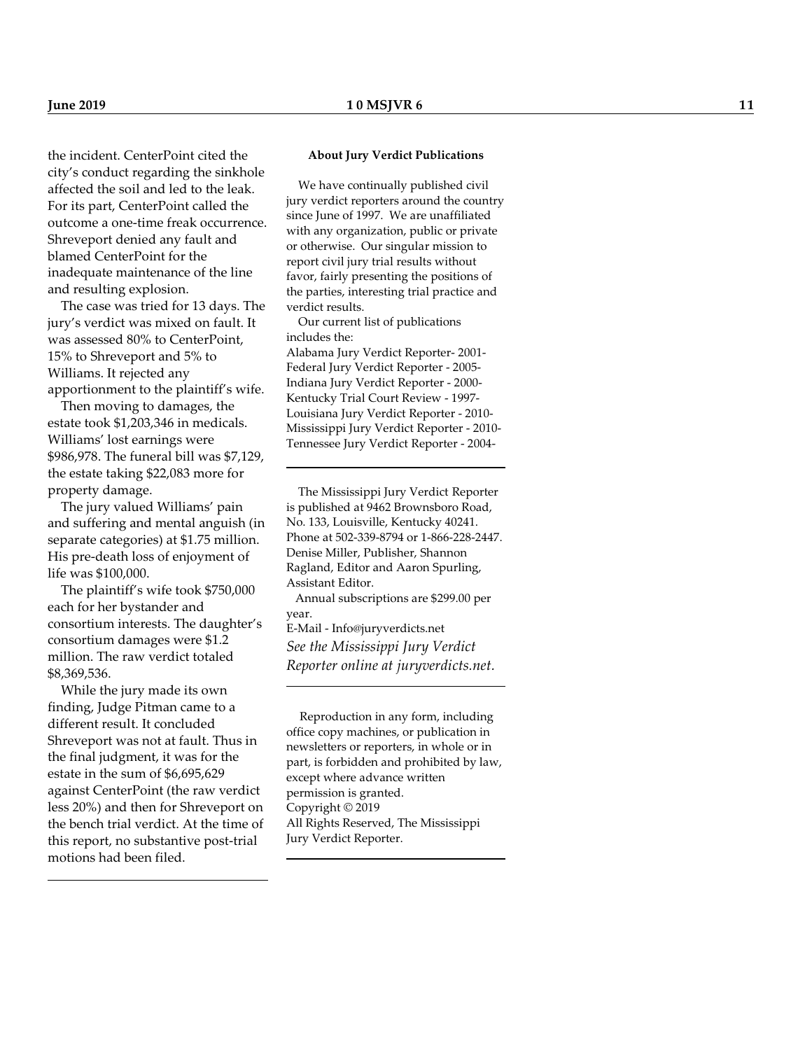the incident. CenterPoint cited the city's conduct regarding the sinkhole affected the soil and led to the leak. For its part, CenterPoint called the outcome a one-time freak occurrence. Shreveport denied any fault and blamed CenterPoint for the inadequate maintenance of the line and resulting explosion.

The case was tried for 13 days. The jury's verdict was mixed on fault. It was assessed 80% to CenterPoint, 15% to Shreveport and 5% to Williams. It rejected any apportionment to the plaintiff's wife.

Then moving to damages, the estate took $1,203,346 in medicals. Williams' lost earnings were $986,978. The funeral bill was $7,129, the estate taking $22,083 more for property damage.

The jury valued Williams' pain and suffering and mental anguish (in separate categories) at $1.75 million. His pre-death loss of enjoyment of life was $100,000.

The plaintiff's wife took $750,000 each for her bystander and consortium interests. The daughter's consortium damages were $1.2 million. The raw verdict totaled $8,369,536.

While the jury made its own finding, Judge Pitman came to a different result. It concluded Shreveport was not at fault. Thus in the final judgment, it was for the estate in the sum of $6,695,629 against CenterPoint (the raw verdict less 20%) and then for Shreveport on the bench trial verdict. At the time of this report, no substantive post-trial motions had been filed.

---

**About Jury Verdict Publications**

We have continually published civil jury verdict reporters around the country since June of 1997. We are unaffiliated with any organization, public or private or otherwise. Our singular mission to report civil jury trial results without favor, fairly presenting the positions of the parties, interesting trial practice and verdict results.

Our current list of publications includes the:

Alabama Jury Verdict Reporter- 2001-
Federal Jury Verdict Reporter - 2005-
Indiana Jury Verdict Reporter - 2000-
Kentucky Trial Court Review - 1997-
Louisiana Jury Verdict Reporter - 2010-
Mississippi Jury Verdict Reporter - 2010-
Tennessee Jury Verdict Reporter - 2004-

---

The Mississippi Jury Verdict Reporter is published at 9462 Brownsboro Road, No. 133, Louisville, Kentucky 40241. Phone at 502-339-8794 or 1-866-228-2447. Denise Miller, Publisher, Shannon Ragland, Editor and Aaron Spurling, Assistant Editor.

Annual subscriptions are $299.00 per year.

E-Mail - Info@juryverdicts.net

*See the Mississippi Jury Verdict Reporter online at juryverdicts.net.*

---

Reproduction in any form, including office copy machines, or publication in newsletters or reporters, in whole or in part, is forbidden and prohibited by law, except where advance written permission is granted.

Copyright © 2019

All Rights Reserved, The Mississippi Jury Verdict Reporter.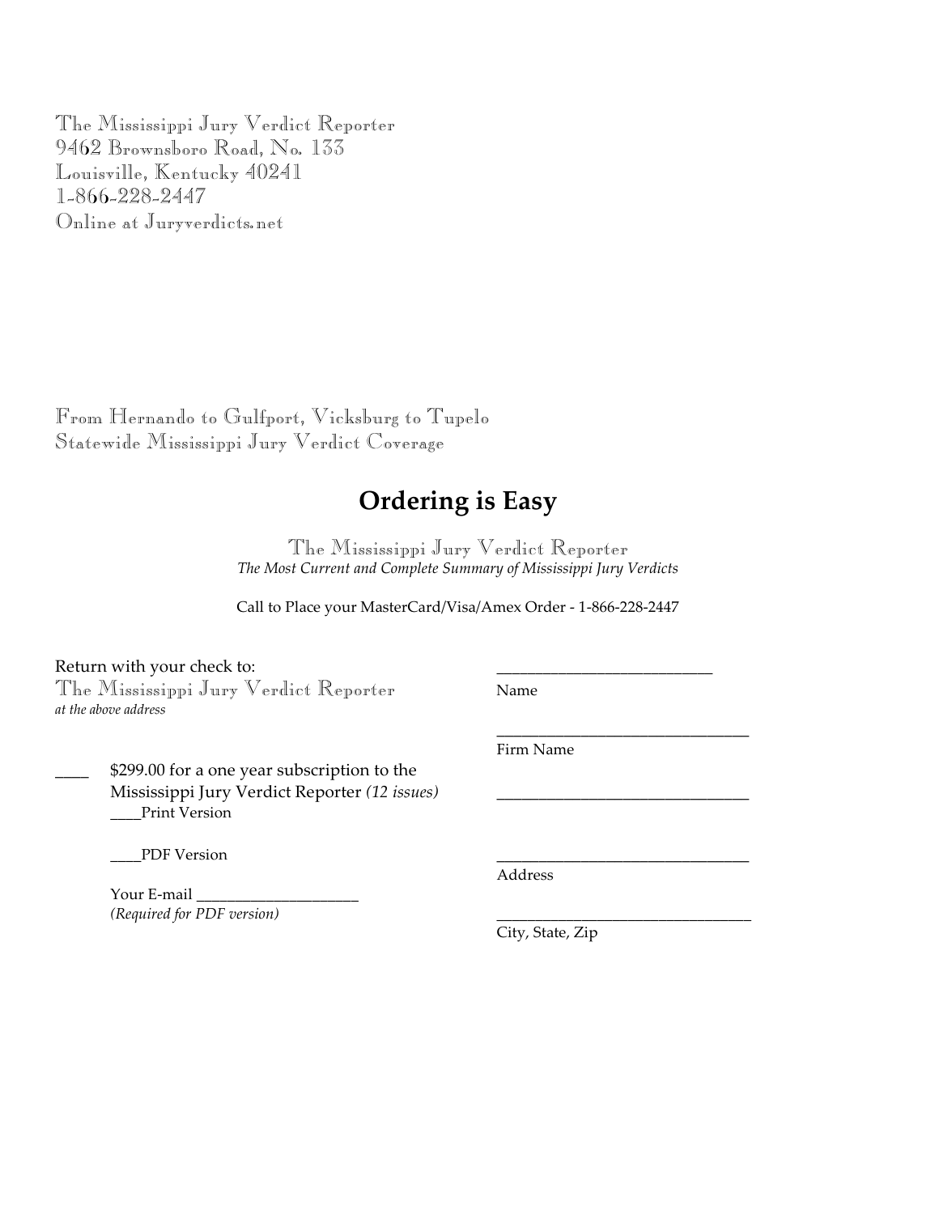The Mississippi Jury Verdict Reporter
9462 Brownsboro Road, No. 133
Louisville, Kentucky 40241
1-866-228-2447
Online at Juryverdicts.net

From Hernando to Gulfport, Vicksburg to Tupelo
Statewide Mississippi Jury Verdict Coverage

## Ordering is Easy

The Mississippi Jury Verdict Reporter
*The Most Current and Complete Summary of Mississippi Jury Verdicts*

Call to Place your MasterCard/Visa/Amex Order - 1-866-228-2447

Return with your check to:
The Mississippi Jury Verdict Reporter
*at the above address*

____ $299.00 for a one year subscription to the Mississippi Jury Verdict Reporter *(12 issues)*
____Print Version

____PDF Version

Your E-mail ____________________
*(Required for PDF version)*

___________________________
Name

________________________________
Firm Name

________________________________

________________________________
Address

________________________________
City, State, Zip